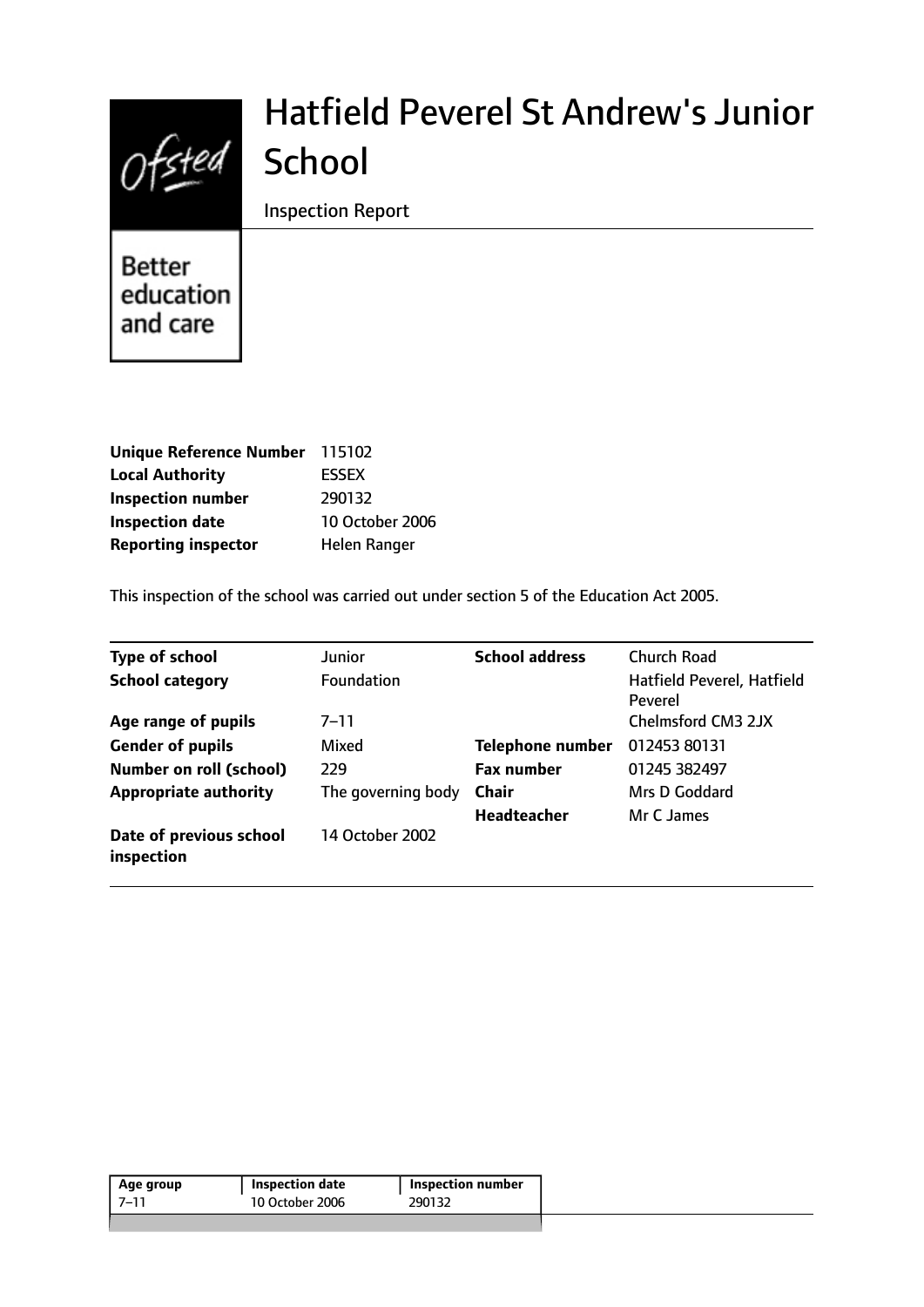# Hatfield Peverel St Andrew's Junior School

Inspection Report

Better education and care

| | |
|---|---|
| **Unique Reference Number** | 115102 |
| **Local Authority** | ESSEX |
| **Inspection number** | 290132 |
| **Inspection date** | 10 October 2006 |
| **Reporting inspector** | Helen Ranger |

This inspection of the school was carried out under section 5 of the Education Act 2005.

| | | | |
|---|---|---|---|
| **Type of school** | Junior | **School address** | Church Road |
| **School category** | Foundation | | Hatfield Peverel, Hatfield Peverel |
| **Age range of pupils** | 7–11 | | Chelmsford CM3 2JX |
| **Gender of pupils** | Mixed | **Telephone number** | 012453 80131 |
| **Number on roll (school)** | 229 | **Fax number** | 01245 382497 |
| **Appropriate authority** | The governing body | **Chair** | Mrs D Goddard |
| | | **Headteacher** | Mr C James |
| **Date of previous school inspection** | 14 October 2002 | | |

| Age group | Inspection date | Inspection number |
|---|---|---|
| 7–11 | 10 October 2006 | 290132 |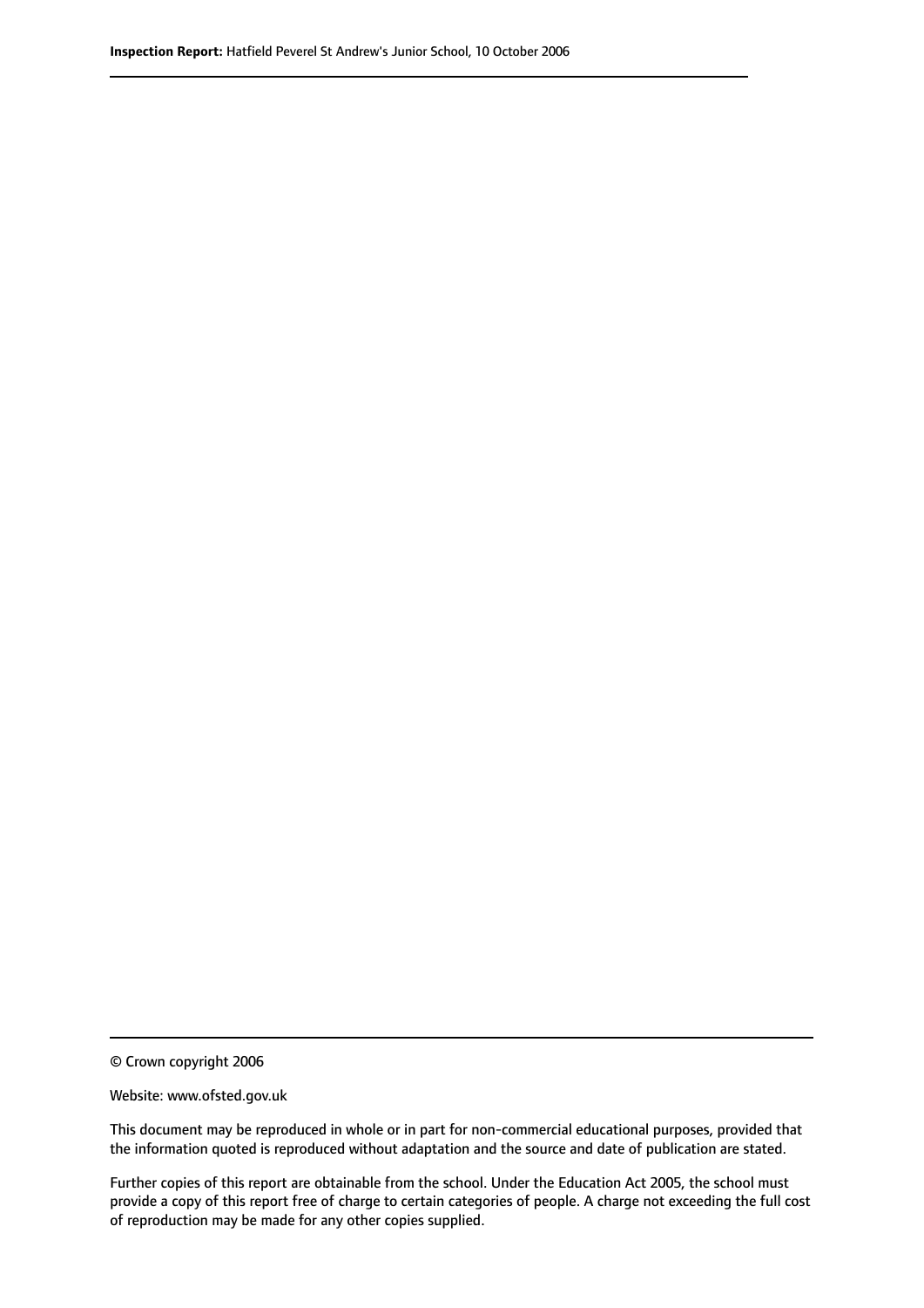© Crown copyright 2006

Website: www.ofsted.gov.uk

This document may be reproduced in whole or in part for non-commercial educational purposes, provided that the information quoted is reproduced without adaptation and the source and date of publication are stated.

Further copies of this report are obtainable from the school. Under the Education Act 2005, the school must provide a copy of this report free of charge to certain categories of people. A charge not exceeding the full cost of reproduction may be made for any other copies supplied.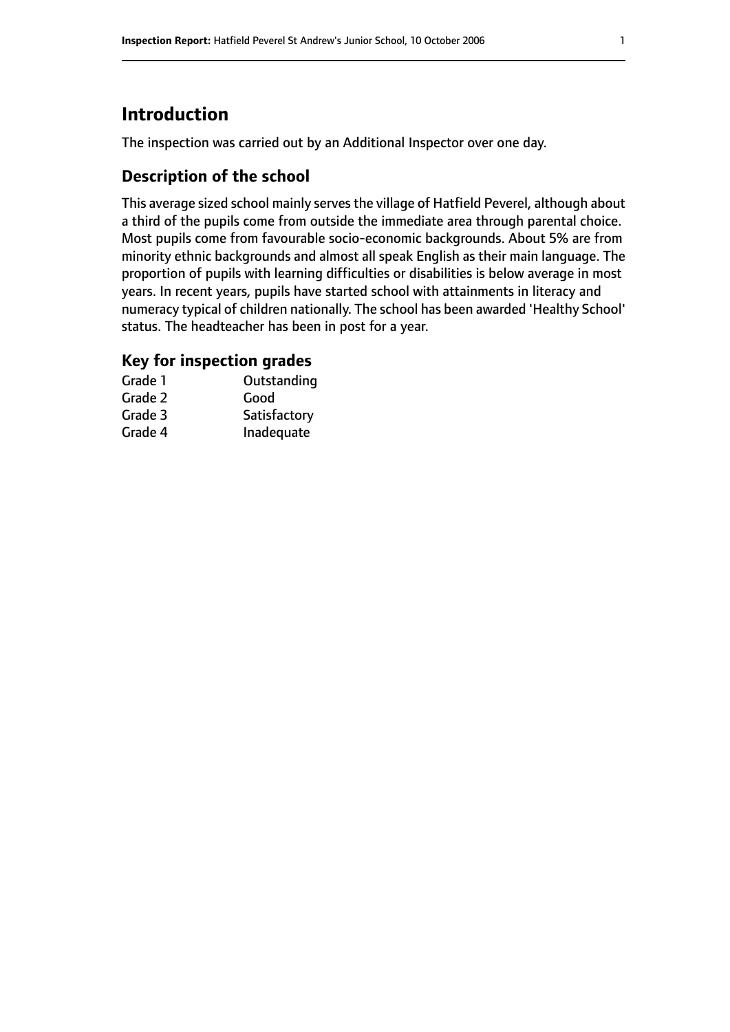# Introduction

The inspection was carried out by an Additional Inspector over one day.

## Description of the school

This average sized school mainly serves the village of Hatfield Peverel, although about a third of the pupils come from outside the immediate area through parental choice. Most pupils come from favourable socio-economic backgrounds. About 5% are from minority ethnic backgrounds and almost all speak English as their main language. The proportion of pupils with learning difficulties or disabilities is below average in most years. In recent years, pupils have started school with attainments in literacy and numeracy typical of children nationally. The school has been awarded 'Healthy School' status. The headteacher has been in post for a year.

### Key for inspection grades

| | |
|---|---|
| Grade 1 | Outstanding |
| Grade 2 | Good |
| Grade 3 | Satisfactory |
| Grade 4 | Inadequate |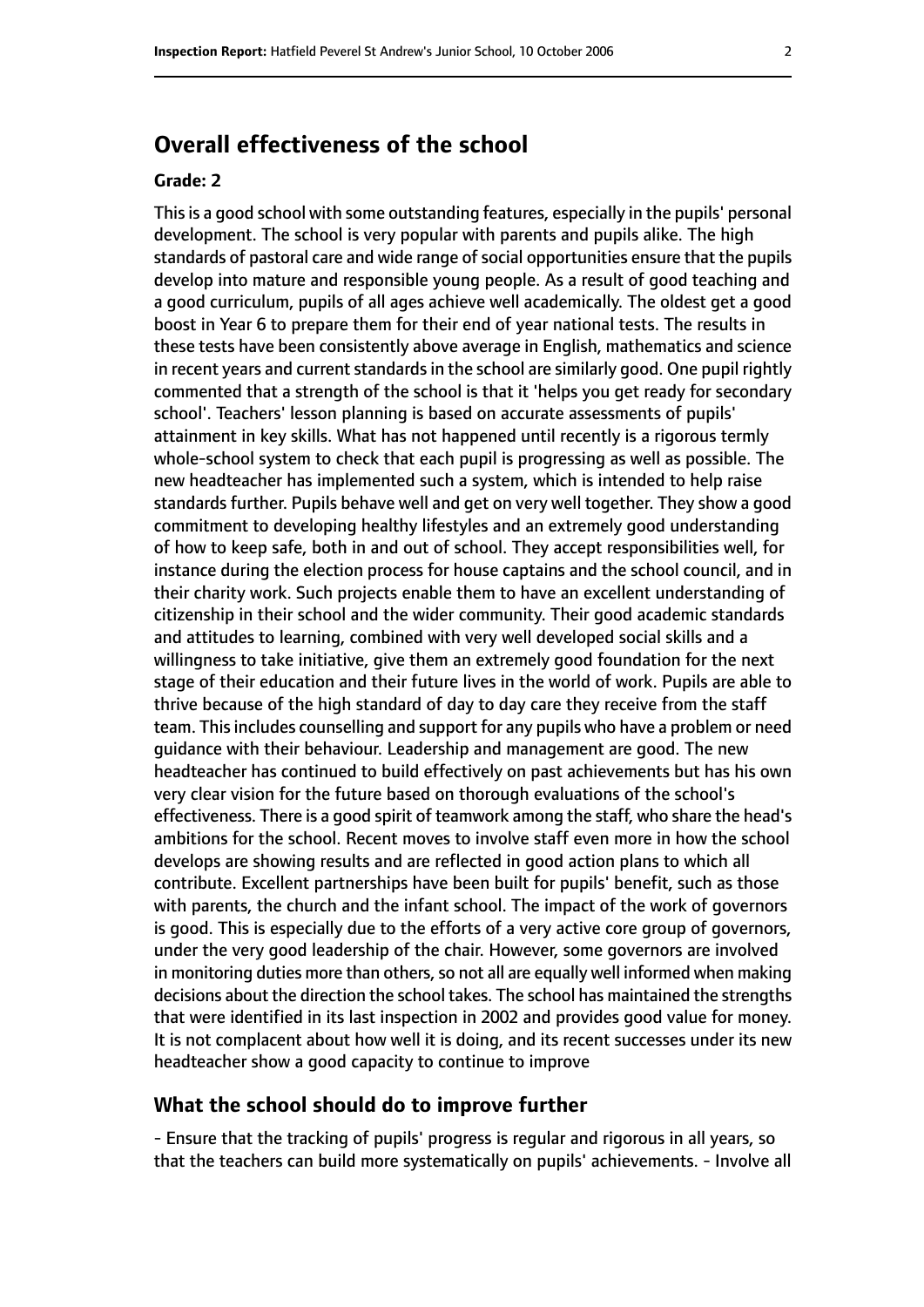## Overall effectiveness of the school

### Grade: 2

This is a good school with some outstanding features, especially in the pupils' personal development. The school is very popular with parents and pupils alike. The high standards of pastoral care and wide range of social opportunities ensure that the pupils develop into mature and responsible young people. As a result of good teaching and a good curriculum, pupils of all ages achieve well academically. The oldest get a good boost in Year 6 to prepare them for their end of year national tests. The results in these tests have been consistently above average in English, mathematics and science in recent years and current standards in the school are similarly good. One pupil rightly commented that a strength of the school is that it 'helps you get ready for secondary school'. Teachers' lesson planning is based on accurate assessments of pupils' attainment in key skills. What has not happened until recently is a rigorous termly whole-school system to check that each pupil is progressing as well as possible. The new headteacher has implemented such a system, which is intended to help raise standards further. Pupils behave well and get on very well together. They show a good commitment to developing healthy lifestyles and an extremely good understanding of how to keep safe, both in and out of school. They accept responsibilities well, for instance during the election process for house captains and the school council, and in their charity work. Such projects enable them to have an excellent understanding of citizenship in their school and the wider community. Their good academic standards and attitudes to learning, combined with very well developed social skills and a willingness to take initiative, give them an extremely good foundation for the next stage of their education and their future lives in the world of work. Pupils are able to thrive because of the high standard of day to day care they receive from the staff team. This includes counselling and support for any pupils who have a problem or need guidance with their behaviour. Leadership and management are good. The new headteacher has continued to build effectively on past achievements but has his own very clear vision for the future based on thorough evaluations of the school's effectiveness. There is a good spirit of teamwork among the staff, who share the head's ambitions for the school. Recent moves to involve staff even more in how the school develops are showing results and are reflected in good action plans to which all contribute. Excellent partnerships have been built for pupils' benefit, such as those with parents, the church and the infant school. The impact of the work of governors is good. This is especially due to the efforts of a very active core group of governors, under the very good leadership of the chair. However, some governors are involved in monitoring duties more than others, so not all are equally well informed when making decisions about the direction the school takes. The school has maintained the strengths that were identified in its last inspection in 2002 and provides good value for money. It is not complacent about how well it is doing, and its recent successes under its new headteacher show a good capacity to continue to improve

## What the school should do to improve further

- Ensure that the tracking of pupils' progress is regular and rigorous in all years, so that the teachers can build more systematically on pupils' achievements. - Involve all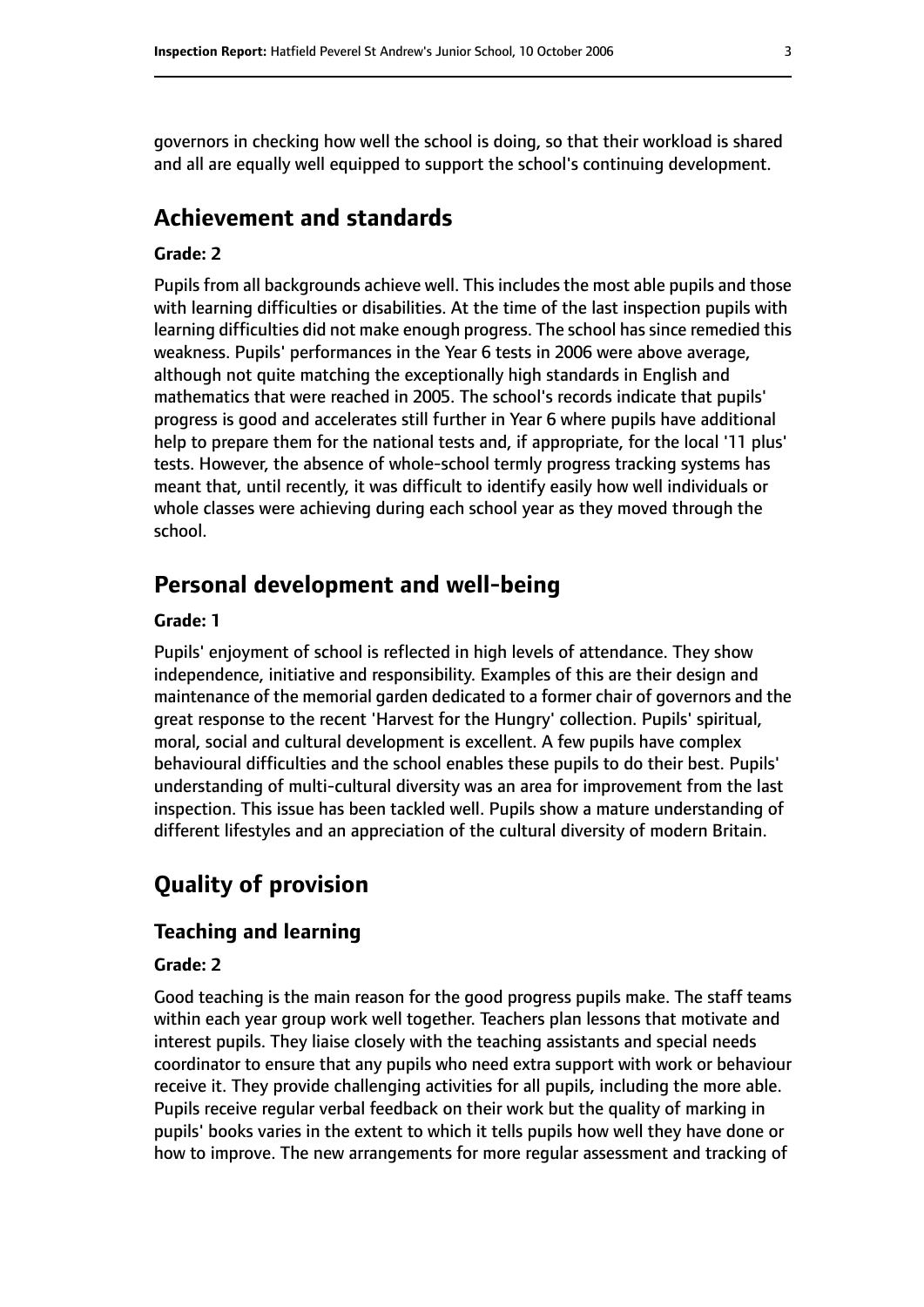governors in checking how well the school is doing, so that their workload is shared and all are equally well equipped to support the school's continuing development.

## Achievement and standards

**Grade: 2**

Pupils from all backgrounds achieve well. This includes the most able pupils and those with learning difficulties or disabilities. At the time of the last inspection pupils with learning difficulties did not make enough progress. The school has since remedied this weakness. Pupils' performances in the Year 6 tests in 2006 were above average, although not quite matching the exceptionally high standards in English and mathematics that were reached in 2005. The school's records indicate that pupils' progress is good and accelerates still further in Year 6 where pupils have additional help to prepare them for the national tests and, if appropriate, for the local '11 plus' tests. However, the absence of whole-school termly progress tracking systems has meant that, until recently, it was difficult to identify easily how well individuals or whole classes were achieving during each school year as they moved through the school.

## Personal development and well-being

**Grade: 1**

Pupils' enjoyment of school is reflected in high levels of attendance. They show independence, initiative and responsibility. Examples of this are their design and maintenance of the memorial garden dedicated to a former chair of governors and the great response to the recent 'Harvest for the Hungry' collection. Pupils' spiritual, moral, social and cultural development is excellent. A few pupils have complex behavioural difficulties and the school enables these pupils to do their best. Pupils' understanding of multi-cultural diversity was an area for improvement from the last inspection. This issue has been tackled well. Pupils show a mature understanding of different lifestyles and an appreciation of the cultural diversity of modern Britain.

## Quality of provision

### Teaching and learning

**Grade: 2**

Good teaching is the main reason for the good progress pupils make. The staff teams within each year group work well together. Teachers plan lessons that motivate and interest pupils. They liaise closely with the teaching assistants and special needs coordinator to ensure that any pupils who need extra support with work or behaviour receive it. They provide challenging activities for all pupils, including the more able. Pupils receive regular verbal feedback on their work but the quality of marking in pupils' books varies in the extent to which it tells pupils how well they have done or how to improve. The new arrangements for more regular assessment and tracking of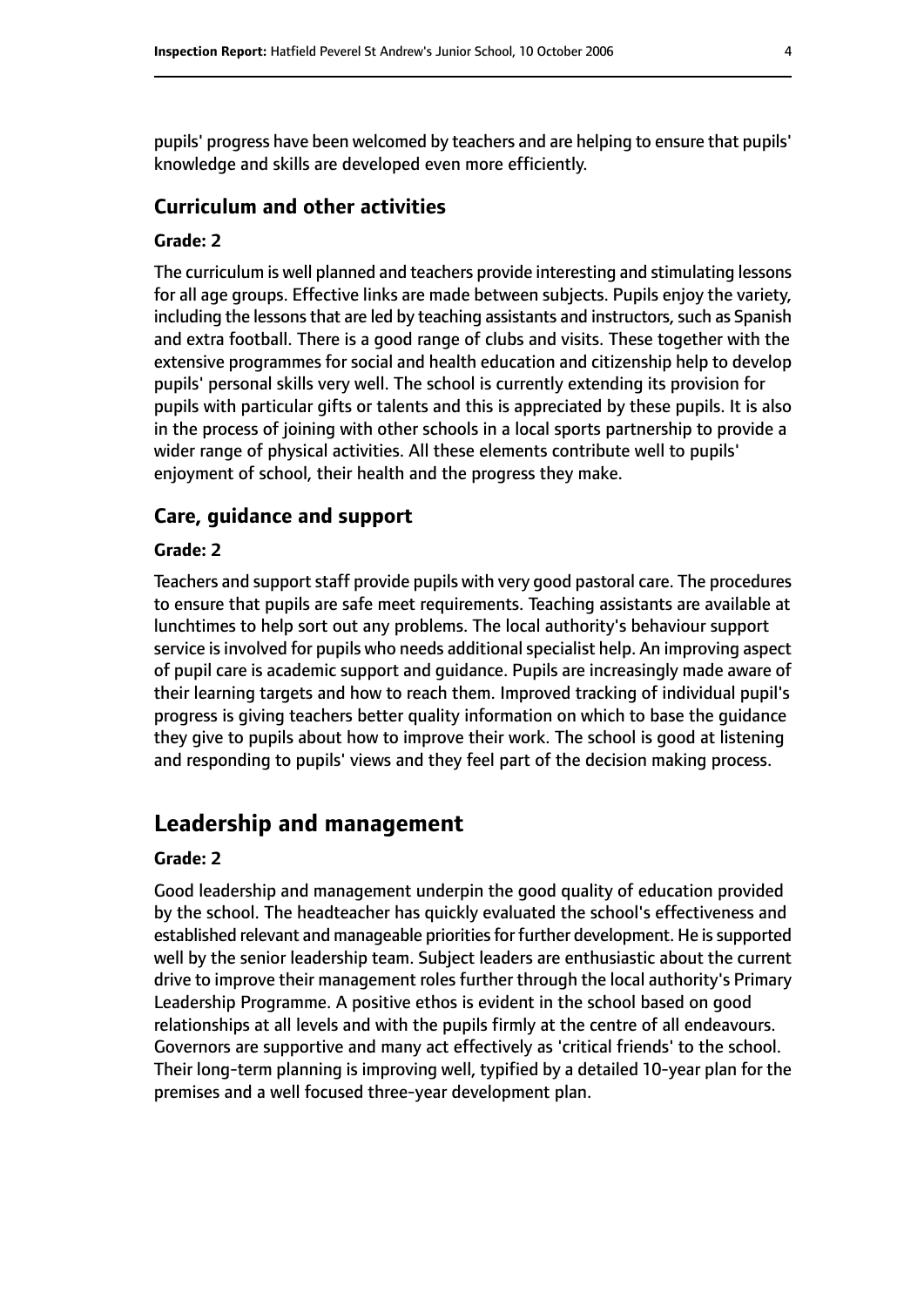pupils' progress have been welcomed by teachers and are helping to ensure that pupils' knowledge and skills are developed even more efficiently.

### Curriculum and other activities

#### Grade: 2

The curriculum is well planned and teachers provide interesting and stimulating lessons for all age groups. Effective links are made between subjects. Pupils enjoy the variety, including the lessons that are led by teaching assistants and instructors, such as Spanish and extra football. There is a good range of clubs and visits. These together with the extensive programmes for social and health education and citizenship help to develop pupils' personal skills very well. The school is currently extending its provision for pupils with particular gifts or talents and this is appreciated by these pupils. It is also in the process of joining with other schools in a local sports partnership to provide a wider range of physical activities. All these elements contribute well to pupils' enjoyment of school, their health and the progress they make.

### Care, guidance and support

#### Grade: 2

Teachers and support staff provide pupils with very good pastoral care. The procedures to ensure that pupils are safe meet requirements. Teaching assistants are available at lunchtimes to help sort out any problems. The local authority's behaviour support service is involved for pupils who needs additional specialist help. An improving aspect of pupil care is academic support and guidance. Pupils are increasingly made aware of their learning targets and how to reach them. Improved tracking of individual pupil's progress is giving teachers better quality information on which to base the guidance they give to pupils about how to improve their work. The school is good at listening and responding to pupils' views and they feel part of the decision making process.

## Leadership and management

#### Grade: 2

Good leadership and management underpin the good quality of education provided by the school. The headteacher has quickly evaluated the school's effectiveness and established relevant and manageable priorities for further development. He is supported well by the senior leadership team. Subject leaders are enthusiastic about the current drive to improve their management roles further through the local authority's Primary Leadership Programme. A positive ethos is evident in the school based on good relationships at all levels and with the pupils firmly at the centre of all endeavours. Governors are supportive and many act effectively as 'critical friends' to the school. Their long-term planning is improving well, typified by a detailed 10-year plan for the premises and a well focused three-year development plan.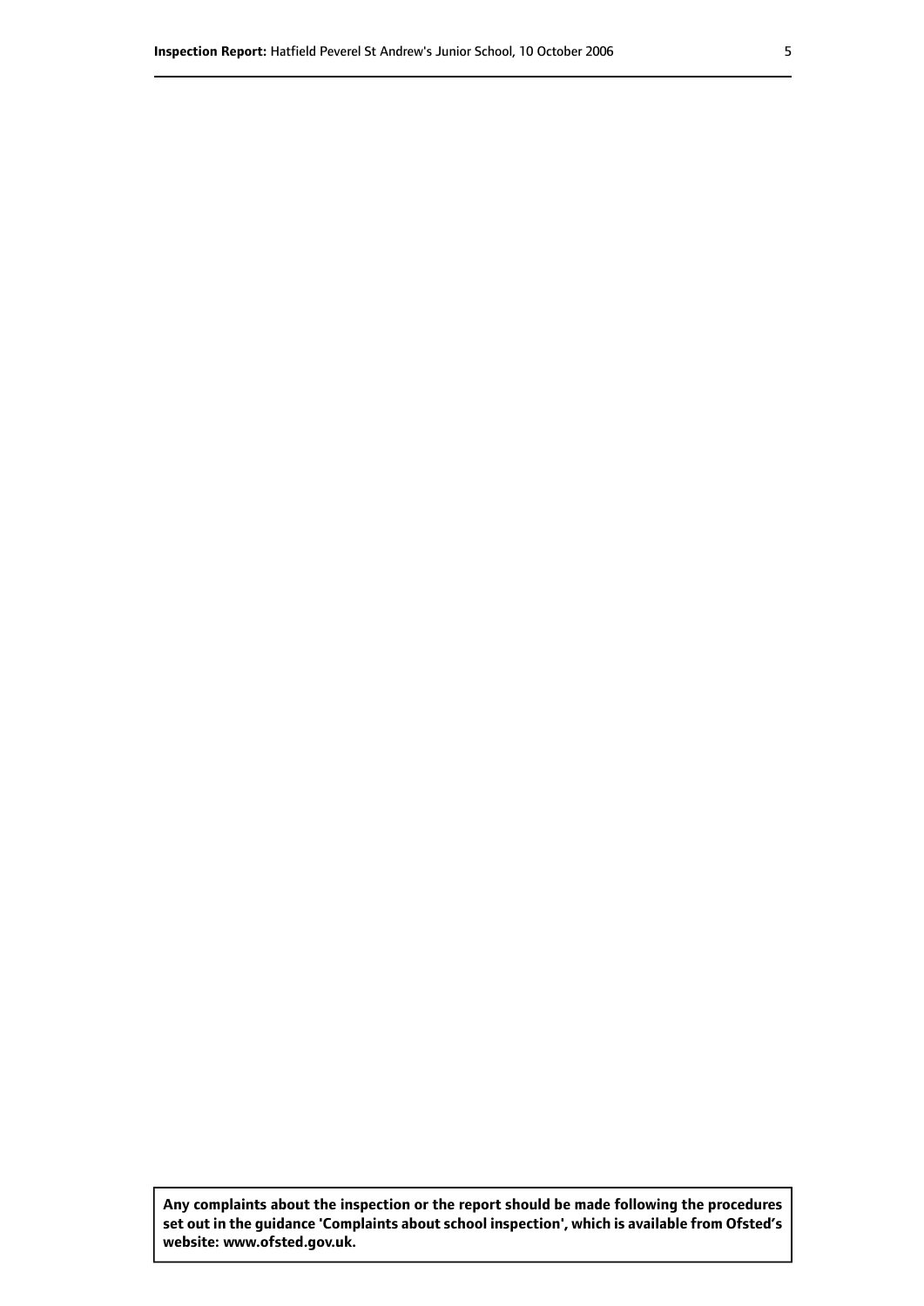**Any complaints about the inspection or the report should be made following the procedures set out in the guidance 'Complaints about school inspection', which is available from Ofsted's website: www.ofsted.gov.uk.**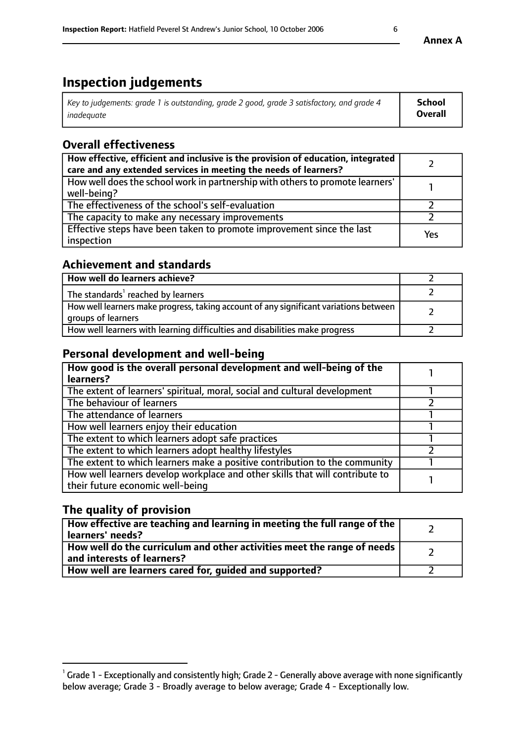**Annex A**

# Inspection judgements

| *Key to judgements: grade 1 is outstanding, grade 2 good, grade 3 satisfactory, and grade 4 inadequate* | **School Overall** |
|---|---|

## Overall effectiveness

| | |
|---|---|
| **How effective, efficient and inclusive is the provision of education, integrated care and any extended services in meeting the needs of learners?** | 2 |
| How well does the school work in partnership with others to promote learners' well-being? | 1 |
| The effectiveness of the school's self-evaluation | 2 |
| The capacity to make any necessary improvements | 2 |
| Effective steps have been taken to promote improvement since the last inspection | Yes |

## Achievement and standards

| | |
|---|---|
| **How well do learners achieve?** | 2 |
| The standards[1] reached by learners | 2 |
| How well learners make progress, taking account of any significant variations between groups of learners | 2 |
| How well learners with learning difficulties and disabilities make progress | 2 |

## Personal development and well-being

| | |
|---|---|
| **How good is the overall personal development and well-being of the learners?** | 1 |
| The extent of learners' spiritual, moral, social and cultural development | 1 |
| The behaviour of learners | 2 |
| The attendance of learners | 1 |
| How well learners enjoy their education | 1 |
| The extent to which learners adopt safe practices | 1 |
| The extent to which learners adopt healthy lifestyles | 2 |
| The extent to which learners make a positive contribution to the community | 1 |
| How well learners develop workplace and other skills that will contribute to their future economic well-being | 1 |

## The quality of provision

| | |
|---|---|
| **How effective are teaching and learning in meeting the full range of the learners' needs?** | 2 |
| **How well do the curriculum and other activities meet the range of needs and interests of learners?** | 2 |
| **How well are learners cared for, guided and supported?** | 2 |

[1] Grade 1 - Exceptionally and consistently high; Grade 2 - Generally above average with none significantly below average; Grade 3 - Broadly average to below average; Grade 4 - Exceptionally low.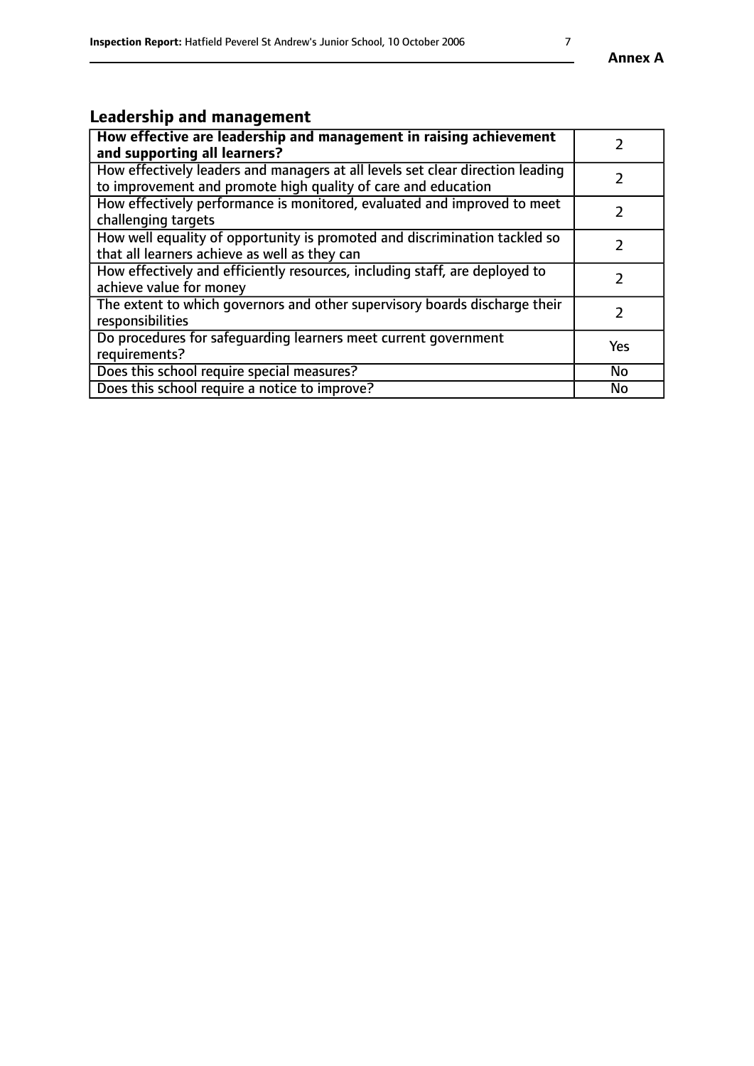## Leadership and management

| How effective are leadership and management in raising achievement and supporting all learners? | 2 |
|---|---|
| How effectively leaders and managers at all levels set clear direction leading to improvement and promote high quality of care and education | 2 |
| How effectively performance is monitored, evaluated and improved to meet challenging targets | 2 |
| How well equality of opportunity is promoted and discrimination tackled so that all learners achieve as well as they can | 2 |
| How effectively and efficiently resources, including staff, are deployed to achieve value for money | 2 |
| The extent to which governors and other supervisory boards discharge their responsibilities | 2 |
| Do procedures for safeguarding learners meet current government requirements? | Yes |
| Does this school require special measures? | No |
| Does this school require a notice to improve? | No |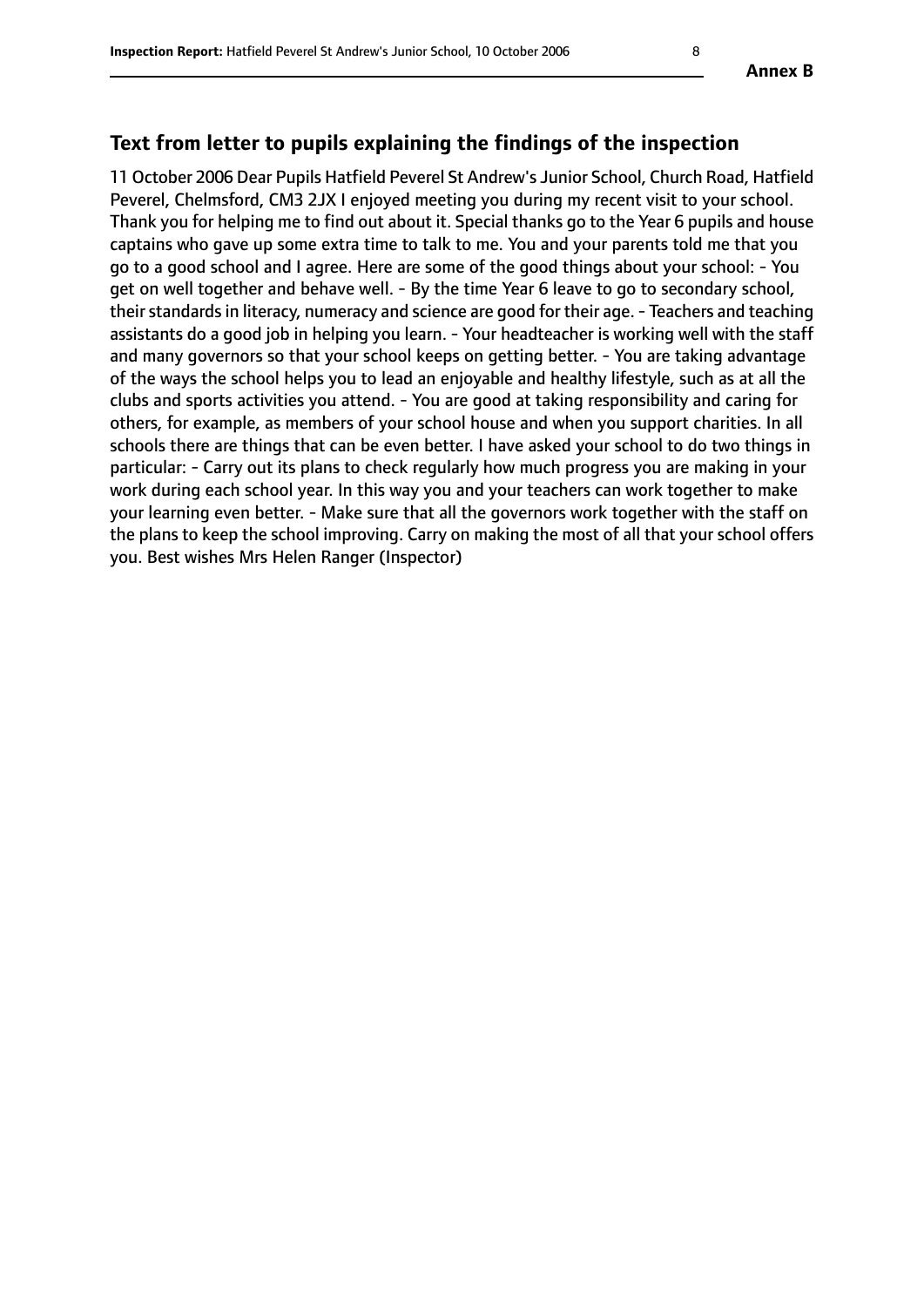## Text from letter to pupils explaining the findings of the inspection

11 October 2006 Dear Pupils Hatfield Peverel St Andrew's Junior School, Church Road, Hatfield Peverel, Chelmsford, CM3 2JX I enjoyed meeting you during my recent visit to your school. Thank you for helping me to find out about it. Special thanks go to the Year 6 pupils and house captains who gave up some extra time to talk to me. You and your parents told me that you go to a good school and I agree. Here are some of the good things about your school: - You get on well together and behave well. - By the time Year 6 leave to go to secondary school, their standards in literacy, numeracy and science are good for their age. - Teachers and teaching assistants do a good job in helping you learn. - Your headteacher is working well with the staff and many governors so that your school keeps on getting better. - You are taking advantage of the ways the school helps you to lead an enjoyable and healthy lifestyle, such as at all the clubs and sports activities you attend. - You are good at taking responsibility and caring for others, for example, as members of your school house and when you support charities. In all schools there are things that can be even better. I have asked your school to do two things in particular: - Carry out its plans to check regularly how much progress you are making in your work during each school year. In this way you and your teachers can work together to make your learning even better. - Make sure that all the governors work together with the staff on the plans to keep the school improving. Carry on making the most of all that your school offers you. Best wishes Mrs Helen Ranger (Inspector)